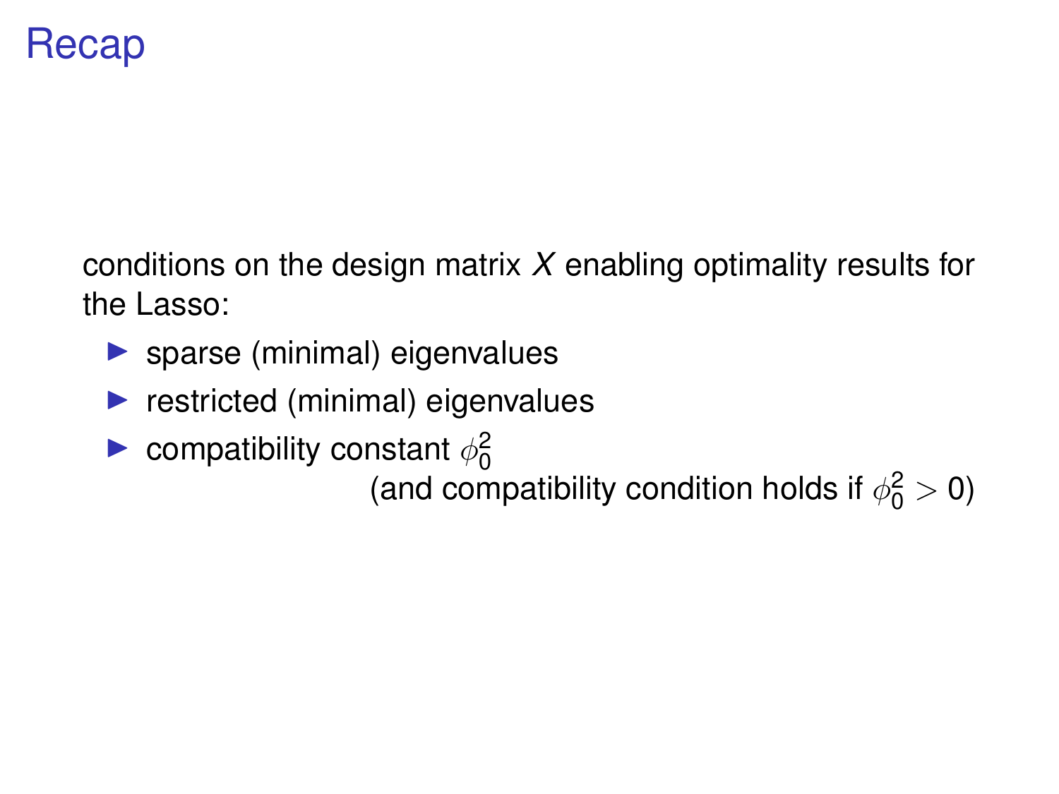# Recap

conditions on the design matrix $X$ enabling optimality results for the Lasso:

- sparse (minimal) eigenvalues
- restricted (minimal) eigenvalues
- compatibility constant $\phi_0^2$
  (and compatibility condition holds if $\phi_0^2 > 0$)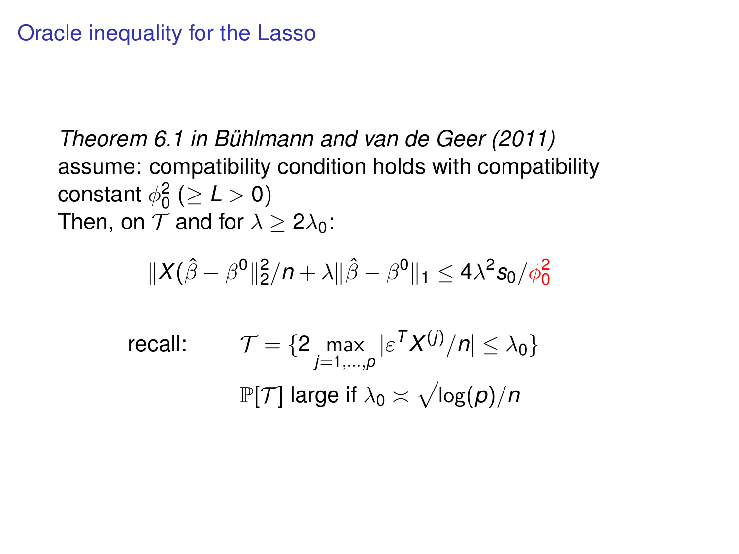# Oracle inequality for the Lasso

*Theorem 6.1 in Bühlmann and van de Geer (2011)*
assume: compatibility condition holds with compatibility constant $\phi_0^2$ ($\geq L > 0$)
Then, on $\mathcal{T}$ and for $\lambda \geq 2\lambda_0$:

$$\|X(\hat{\beta} - \beta^0\|_2^2/n + \lambda\|\hat{\beta} - \beta^0\|_1 \leq 4\lambda^2 s_0/\phi_0^2$$

recall: $\mathcal{T} = \{2 \max_{j=1,\ldots,p} |\varepsilon^T X^{(j)}/n| \leq \lambda_0\}$

$\mathbb{P}[\mathcal{T}]$ large if $\lambda_0 \asymp \sqrt{\log(p)/n}$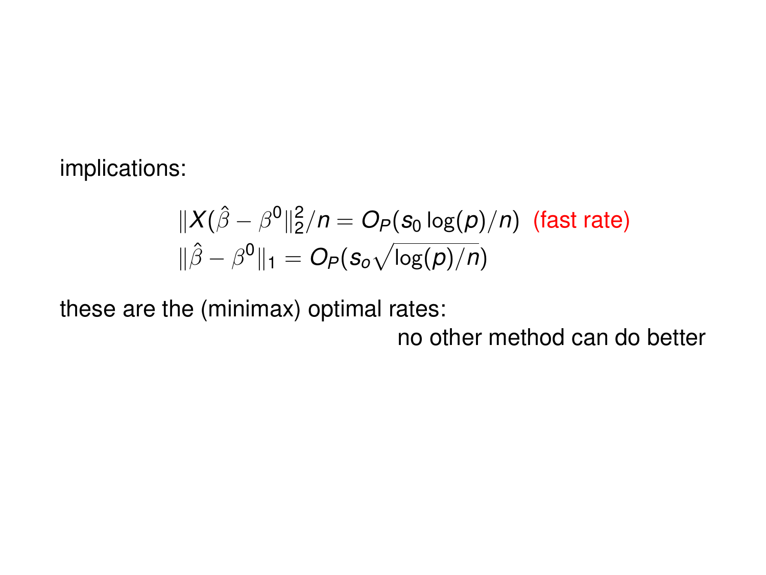implications:

$$\|X(\hat{\beta} - \beta^0\|_2^2/n = O_P(s_0 \log(p)/n) \quad \text{(fast rate)}$$
$$\|\hat{\beta} - \beta^0\|_1 = O_P(s_o\sqrt{\log(p)/n})$$

these are the (minimax) optimal rates:

no other method can do better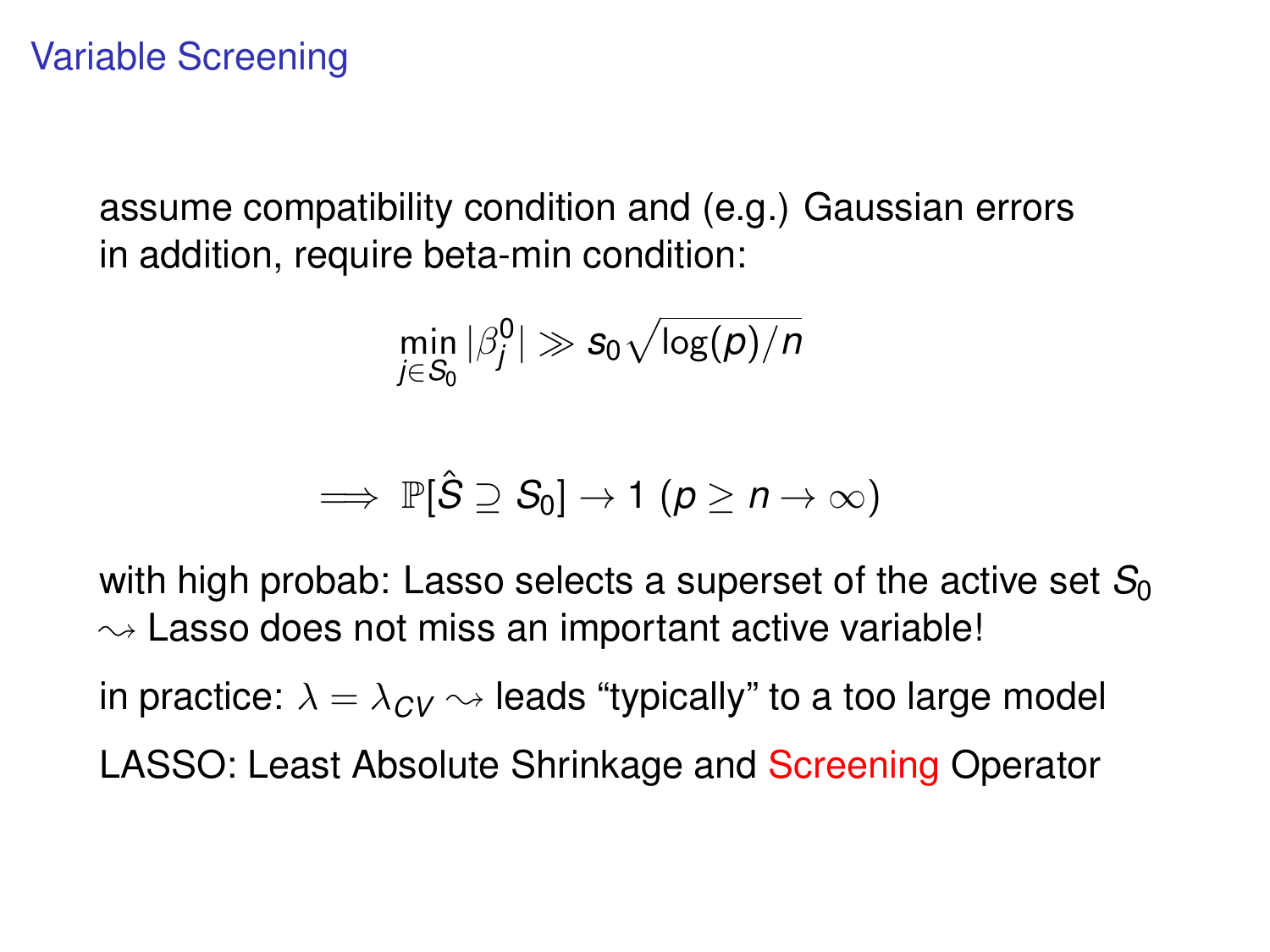## Variable Screening

assume compatibility condition and (e.g.) Gaussian errors
in addition, require beta-min condition:

$$\min_{j \in S_0} |\beta_j^0| \gg s_0 \sqrt{\log(p)/n}$$

$$\Longrightarrow \mathbb{P}[\hat{S} \supseteq S_0] \to 1 \ (p \geq n \to \infty)$$

with high probab: Lasso selects a superset of the active set $S_0$
$\rightsquigarrow$ Lasso does not miss an important active variable!

in practice: $\lambda = \lambda_{CV} \rightsquigarrow$ leads "typically" to a too large model

LASSO: Least Absolute Shrinkage and Screening Operator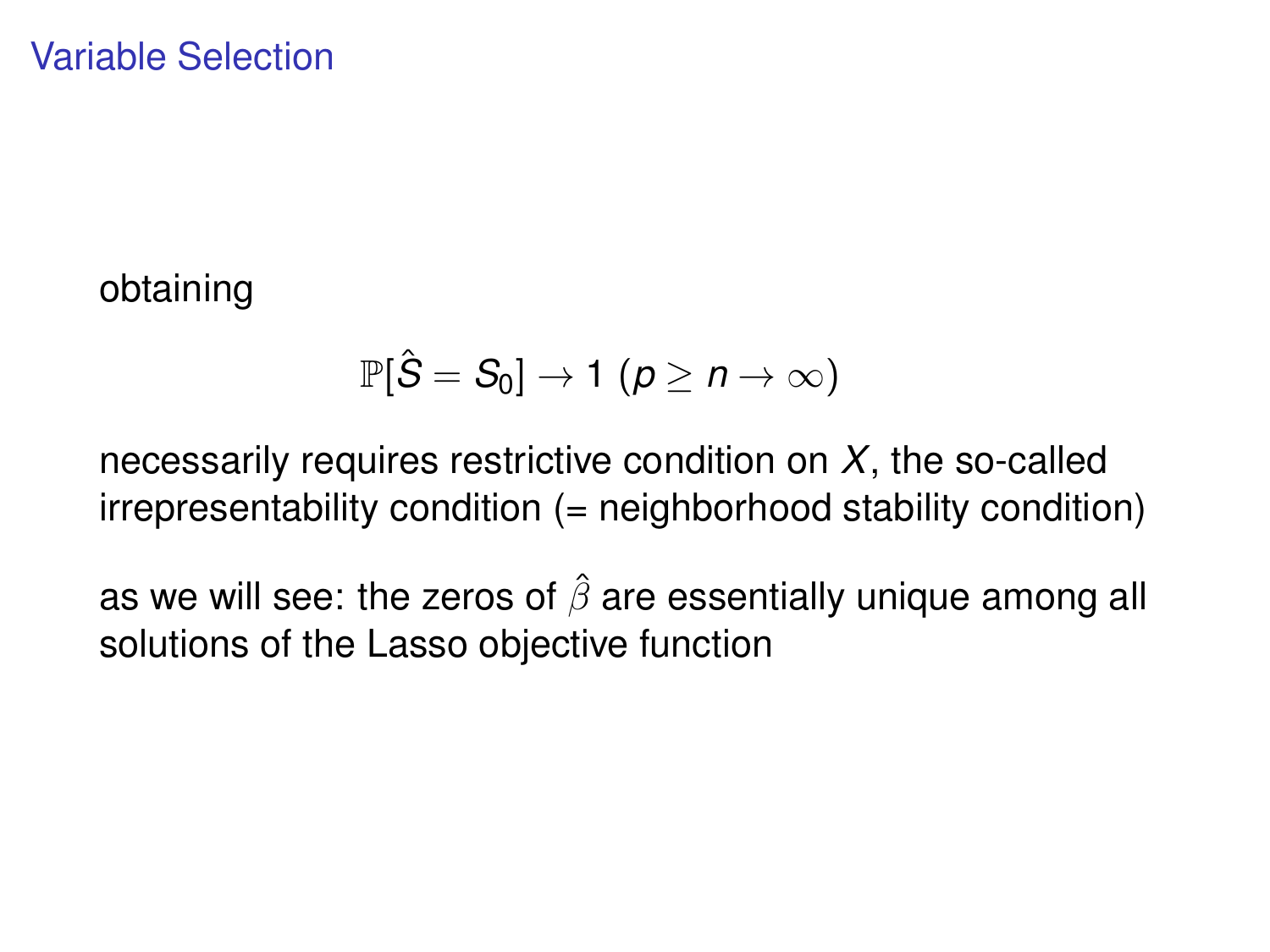# Variable Selection

obtaining

$$\mathbb{P}[\hat{S} = S_0] \to 1 \ (p \geq n \to \infty)$$

necessarily requires restrictive condition on $X$, the so-called irrepresentability condition (= neighborhood stability condition)

as we will see: the zeros of $\hat{\beta}$ are essentially unique among all solutions of the Lasso objective function